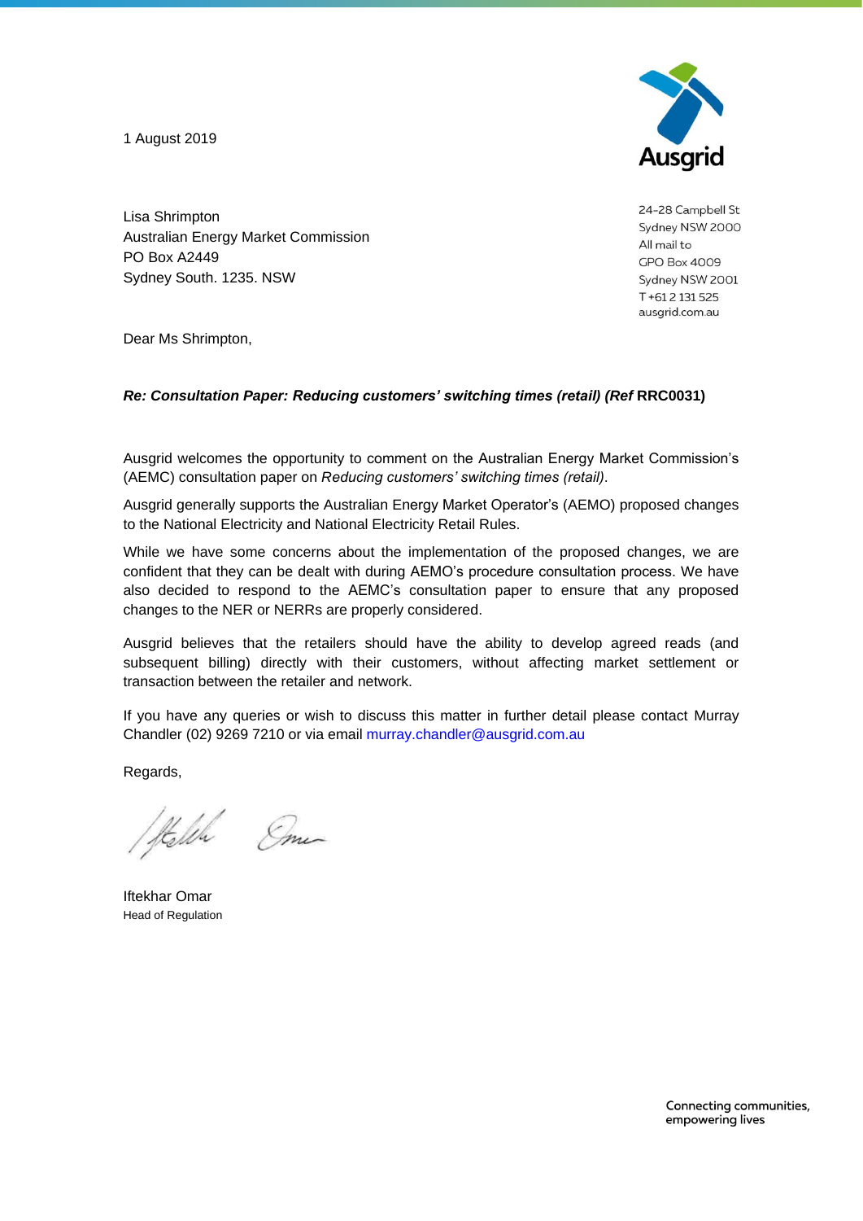1 August 2019

Ausgrid

24-28 Campbell St
Sydney NSW 2000
All mail to
GPO Box 4009
Sydney NSW 2001
T +61 2 131 525
ausgrid.com.au

Lisa Shrimpton
Australian Energy Market Commission
PO Box A2449
Sydney South. 1235. NSW

Dear Ms Shrimpton,

***Re: Consultation Paper: Reducing customers' switching times (retail) (Ref* RRC0031)**

Ausgrid welcomes the opportunity to comment on the Australian Energy Market Commission's (AEMC) consultation paper on *Reducing customers' switching times (retail)*.

Ausgrid generally supports the Australian Energy Market Operator's (AEMO) proposed changes to the National Electricity and National Electricity Retail Rules.

While we have some concerns about the implementation of the proposed changes, we are confident that they can be dealt with during AEMO's procedure consultation process. We have also decided to respond to the AEMC's consultation paper to ensure that any proposed changes to the NER or NERRs are properly considered.

Ausgrid believes that the retailers should have the ability to develop agreed reads (and subsequent billing) directly with their customers, without affecting market settlement or transaction between the retailer and network.

If you have any queries or wish to discuss this matter in further detail please contact Murray Chandler (02) 9269 7210 or via email murray.chandler@ausgrid.com.au

Regards,

Iftekhar Omar
Head of Regulation

Connecting communities,
empowering lives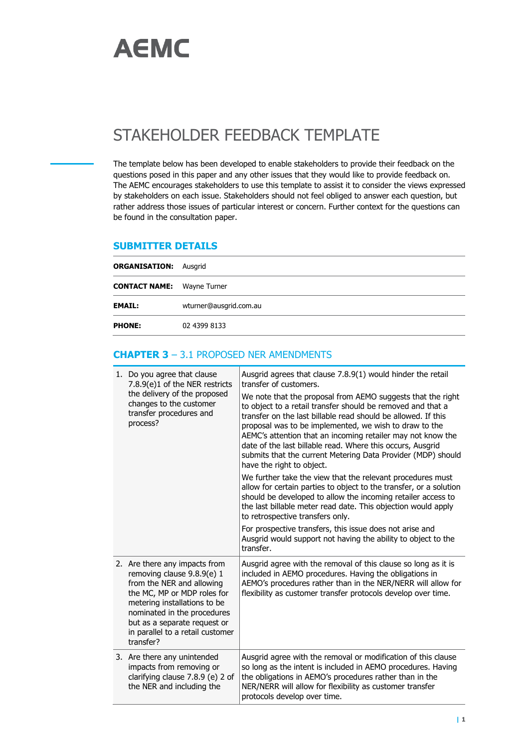# AEMC

## STAKEHOLDER FEEDBACK TEMPLATE

The template below has been developed to enable stakeholders to provide their feedback on the questions posed in this paper and any other issues that they would like to provide feedback on. The AEMC encourages stakeholders to use this template to assist it to consider the views expressed by stakeholders on each issue. Stakeholders should not feel obliged to answer each question, but rather address those issues of particular interest or concern. Further context for the questions can be found in the consultation paper.

### SUBMITTER DETAILS

| | |
|---|---|
| **ORGANISATION:** | Ausgrid |
| **CONTACT NAME:** | Wayne Turner |
| **EMAIL:** | wturner@ausgrid.com.au |
| **PHONE:** | 02 4399 8133 |

### CHAPTER 3 – 3.1 PROPOSED NER AMENDMENTS

| | |
|---|---|
| 1. Do you agree that clause 7.8.9(e)1 of the NER restricts the delivery of the proposed changes to the customer transfer procedures and process? | Ausgrid agrees that clause 7.8.9(1) would hinder the retail transfer of customers.<br><br>We note that the proposal from AEMO suggests that the right to object to a retail transfer should be removed and that a transfer on the last billable read should be allowed. If this proposal was to be implemented, we wish to draw to the AEMC's attention that an incoming retailer may not know the date of the last billable read. Where this occurs, Ausgrid submits that the current Metering Data Provider (MDP) should have the right to object.<br><br>We further take the view that the relevant procedures must allow for certain parties to object to the transfer, or a solution should be developed to allow the incoming retailer access to the last billable meter read date. This objection would apply to retrospective transfers only.<br><br>For prospective transfers, this issue does not arise and Ausgrid would support not having the ability to object to the transfer. |
| 2. Are there any impacts from removing clause 9.8.9(e) 1 from the NER and allowing the MC, MP or MDP roles for metering installations to be nominated in the procedures but as a separate request or in parallel to a retail customer transfer? | Ausgrid agree with the removal of this clause so long as it is included in AEMO procedures. Having the obligations in AEMO's procedures rather than in the NER/NERR will allow for flexibility as customer transfer protocols develop over time. |
| 3. Are there any unintended impacts from removing or clarifying clause 7.8.9 (e) 2 of the NER and including the | Ausgrid agree with the removal or modification of this clause so long as the intent is included in AEMO procedures. Having the obligations in AEMO's procedures rather than in the NER/NERR will allow for flexibility as customer transfer protocols develop over time. |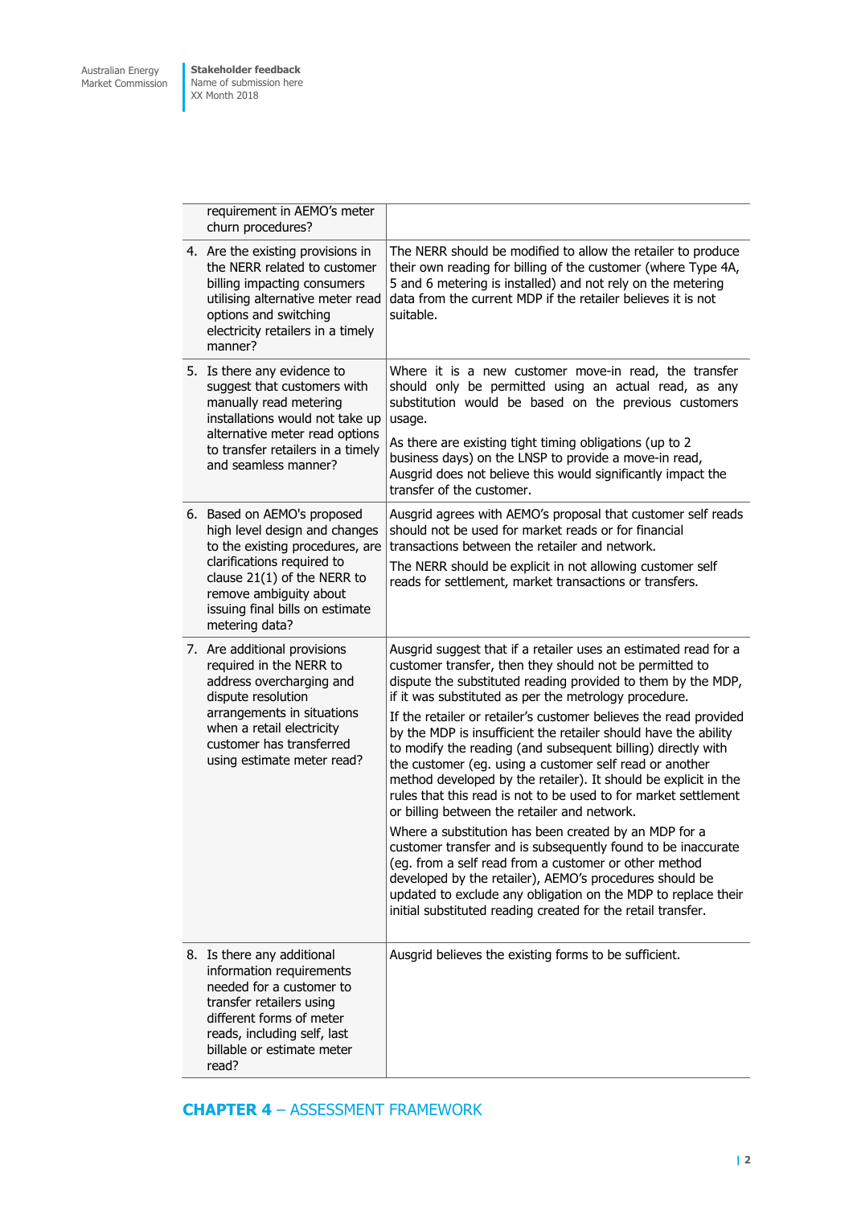| | |
|---|---|
| requirement in AEMO's meter churn procedures? | |
| 4. Are the existing provisions in the NERR related to customer billing impacting consumers utilising alternative meter read options and switching electricity retailers in a timely manner? | The NERR should be modified to allow the retailer to produce their own reading for billing of the customer (where Type 4A, 5 and 6 metering is installed) and not rely on the metering data from the current MDP if the retailer believes it is not suitable. |
| 5. Is there any evidence to suggest that customers with manually read metering installations would not take up alternative meter read options to transfer retailers in a timely and seamless manner? | Where it is a new customer move-in read, the transfer should only be permitted using an actual read, as any substitution would be based on the previous customers usage.<br><br>As there are existing tight timing obligations (up to 2 business days) on the LNSP to provide a move-in read, Ausgrid does not believe this would significantly impact the transfer of the customer. |
| 6. Based on AEMO's proposed high level design and changes to the existing procedures, are clarifications required to clause 21(1) of the NERR to remove ambiguity about issuing final bills on estimate metering data? | Ausgrid agrees with AEMO's proposal that customer self reads should not be used for market reads or for financial transactions between the retailer and network.<br><br>The NERR should be explicit in not allowing customer self reads for settlement, market transactions or transfers. |
| 7. Are additional provisions required in the NERR to address overcharging and dispute resolution arrangements in situations when a retail electricity customer has transferred using estimate meter read? | Ausgrid suggest that if a retailer uses an estimated read for a customer transfer, then they should not be permitted to dispute the substituted reading provided to them by the MDP, if it was substituted as per the metrology procedure.<br><br>If the retailer or retailer's customer believes the read provided by the MDP is insufficient the retailer should have the ability to modify the reading (and subsequent billing) directly with the customer (eg. using a customer self read or another method developed by the retailer). It should be explicit in the rules that this read is not to be used to for market settlement or billing between the retailer and network.<br><br>Where a substitution has been created by an MDP for a customer transfer and is subsequently found to be inaccurate (eg. from a self read from a customer or other method developed by the retailer), AEMO's procedures should be updated to exclude any obligation on the MDP to replace their initial substituted reading created for the retail transfer. |
| 8. Is there any additional information requirements needed for a customer to transfer retailers using different forms of meter reads, including self, last billable or estimate meter read? | Ausgrid believes the existing forms to be sufficient. |

## CHAPTER 4 – ASSESSMENT FRAMEWORK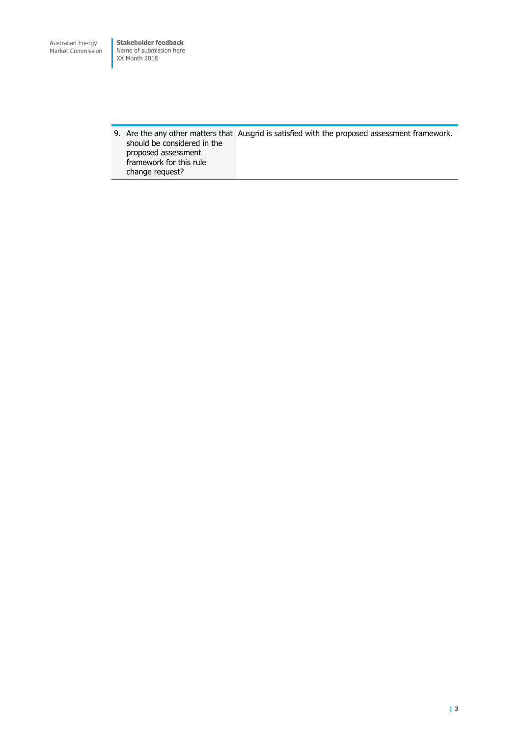| | |
|---|---|
| 9. Are the any other matters that should be considered in the proposed assessment framework for this rule change request? | Ausgrid is satisfied with the proposed assessment framework. |